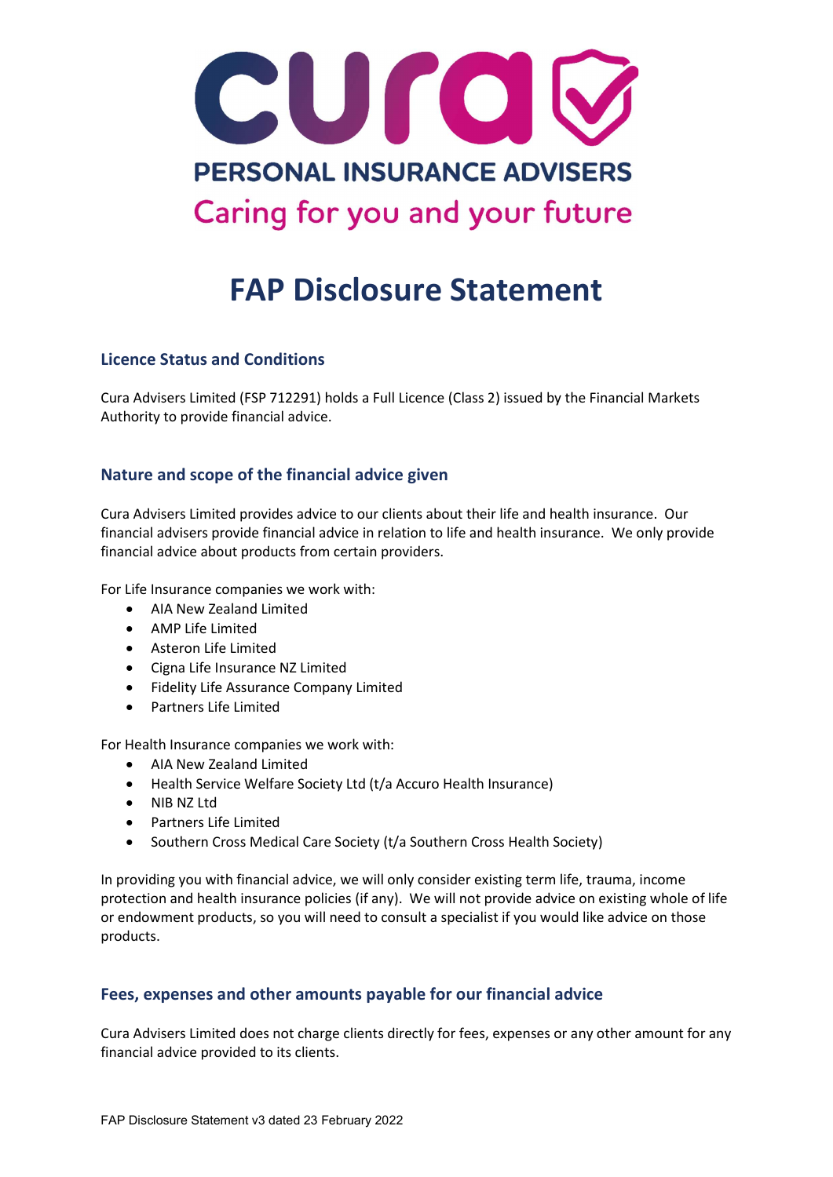# FAP Disclosure Statement

## Licence Status and Conditions

Cura Advisers Limited (FSP 712291) holds a Full Licence (Class 2) issued by the Financial Markets Authority to provide financial advice.

## Nature and scope of the financial advice given

Cura Advisers Limited provides advice to our clients about their life and health insurance. Our financial advisers provide financial advice in relation to life and health insurance. We only provide financial advice about products from certain providers.

For Life Insurance companies we work with:

- AIA New Zealand Limited
- AMP Life Limited
- Asteron Life Limited
- Cigna Life Insurance NZ Limited
- Fidelity Life Assurance Company Limited
- Partners Life Limited

For Health Insurance companies we work with:

- AIA New Zealand Limited
- Health Service Welfare Society Ltd (t/a Accuro Health Insurance)
- NIB NZ Ltd
- Partners Life Limited
- Southern Cross Medical Care Society (t/a Southern Cross Health Society)

In providing you with financial advice, we will only consider existing term life, trauma, income protection and health insurance policies (if any). We will not provide advice on existing whole of life or endowment products, so you will need to consult a specialist if you would like advice on those products.

## Fees, expenses and other amounts payable for our financial advice

Cura Advisers Limited does not charge clients directly for fees, expenses or any other amount for any financial advice provided to its clients.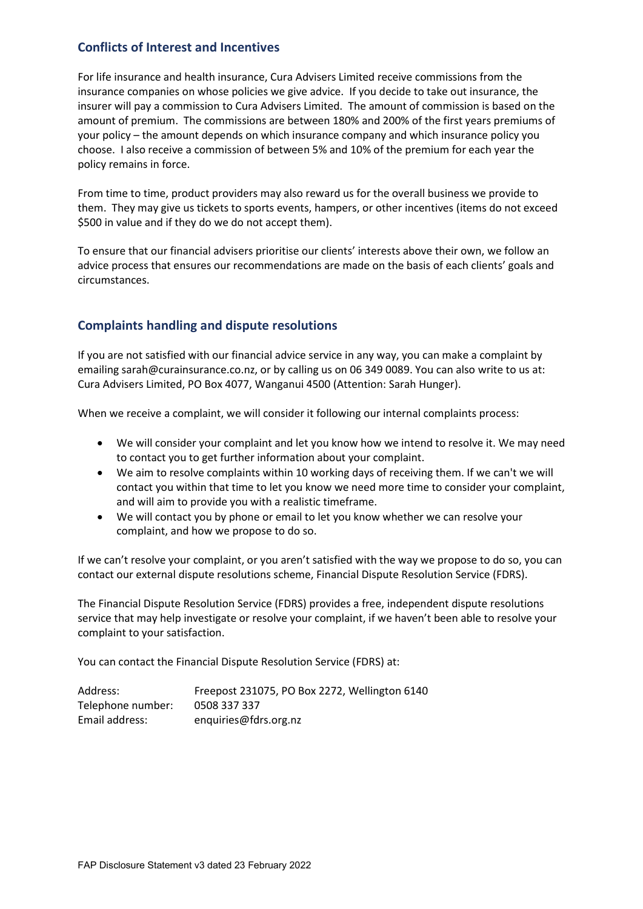## Conflicts of Interest and Incentives

For life insurance and health insurance, Cura Advisers Limited receive commissions from the insurance companies on whose policies we give advice. If you decide to take out insurance, the insurer will pay a commission to Cura Advisers Limited. The amount of commission is based on the amount of premium. The commissions are between 180% and 200% of the first years premiums of your policy – the amount depends on which insurance company and which insurance policy you choose. I also receive a commission of between 5% and 10% of the premium for each year the policy remains in force.

From time to time, product providers may also reward us for the overall business we provide to them. They may give us tickets to sports events, hampers, or other incentives (items do not exceed $500 in value and if they do we do not accept them).

To ensure that our financial advisers prioritise our clients' interests above their own, we follow an advice process that ensures our recommendations are made on the basis of each clients' goals and circumstances.

## Complaints handling and dispute resolutions

If you are not satisfied with our financial advice service in any way, you can make a complaint by emailing sarah@curainsurance.co.nz, or by calling us on 06 349 0089. You can also write to us at: Cura Advisers Limited, PO Box 4077, Wanganui 4500 (Attention: Sarah Hunger).

When we receive a complaint, we will consider it following our internal complaints process:

- We will consider your complaint and let you know how we intend to resolve it. We may need to contact you to get further information about your complaint.
- We aim to resolve complaints within 10 working days of receiving them. If we can't we will contact you within that time to let you know we need more time to consider your complaint, and will aim to provide you with a realistic timeframe.
- We will contact you by phone or email to let you know whether we can resolve your complaint, and how we propose to do so.

If we can't resolve your complaint, or you aren't satisfied with the way we propose to do so, you can contact our external dispute resolutions scheme, Financial Dispute Resolution Service (FDRS).

The Financial Dispute Resolution Service (FDRS) provides a free, independent dispute resolutions service that may help investigate or resolve your complaint, if we haven't been able to resolve your complaint to your satisfaction.

You can contact the Financial Dispute Resolution Service (FDRS) at:

| | |
|---|---|
| Address: | Freepost 231075, PO Box 2272, Wellington 6140 |
| Telephone number: | 0508 337 337 |
| Email address: | enquiries@fdrs.org.nz |

FAP Disclosure Statement v3 dated 23 February 2022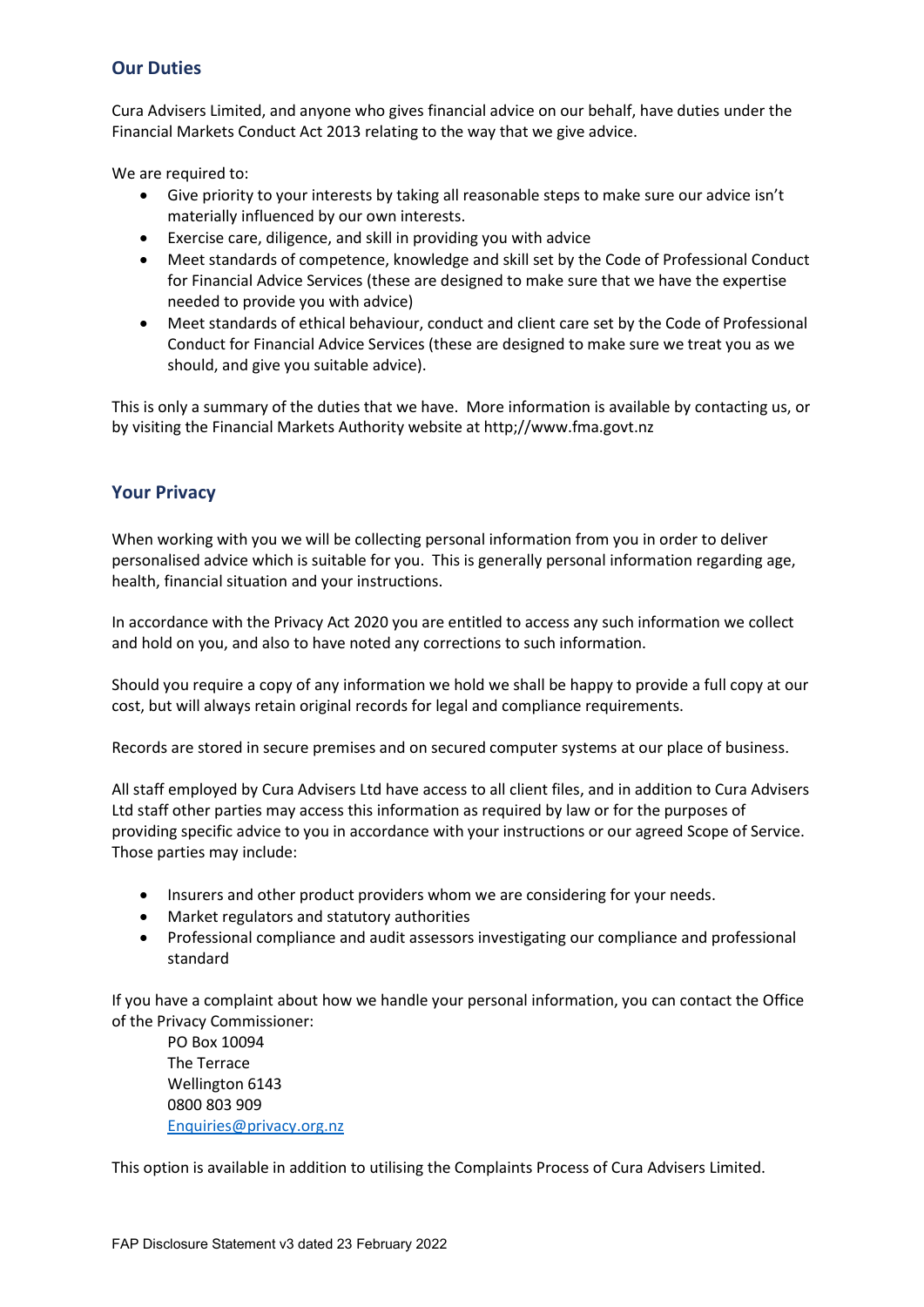## Our Duties

Cura Advisers Limited, and anyone who gives financial advice on our behalf, have duties under the Financial Markets Conduct Act 2013 relating to the way that we give advice.

We are required to:

- Give priority to your interests by taking all reasonable steps to make sure our advice isn't materially influenced by our own interests.
- Exercise care, diligence, and skill in providing you with advice
- Meet standards of competence, knowledge and skill set by the Code of Professional Conduct for Financial Advice Services (these are designed to make sure that we have the expertise needed to provide you with advice)
- Meet standards of ethical behaviour, conduct and client care set by the Code of Professional Conduct for Financial Advice Services (these are designed to make sure we treat you as we should, and give you suitable advice).

This is only a summary of the duties that we have. More information is available by contacting us, or by visiting the Financial Markets Authority website at http;//www.fma.govt.nz

## Your Privacy

When working with you we will be collecting personal information from you in order to deliver personalised advice which is suitable for you. This is generally personal information regarding age, health, financial situation and your instructions.

In accordance with the Privacy Act 2020 you are entitled to access any such information we collect and hold on you, and also to have noted any corrections to such information.

Should you require a copy of any information we hold we shall be happy to provide a full copy at our cost, but will always retain original records for legal and compliance requirements.

Records are stored in secure premises and on secured computer systems at our place of business.

All staff employed by Cura Advisers Ltd have access to all client files, and in addition to Cura Advisers Ltd staff other parties may access this information as required by law or for the purposes of providing specific advice to you in accordance with your instructions or our agreed Scope of Service. Those parties may include:

- Insurers and other product providers whom we are considering for your needs.
- Market regulators and statutory authorities
- Professional compliance and audit assessors investigating our compliance and professional standard

If you have a complaint about how we handle your personal information, you can contact the Office of the Privacy Commissioner:

PO Box 10094
The Terrace
Wellington 6143
0800 803 909
Enquiries@privacy.org.nz

This option is available in addition to utilising the Complaints Process of Cura Advisers Limited.

FAP Disclosure Statement v3 dated 23 February 2022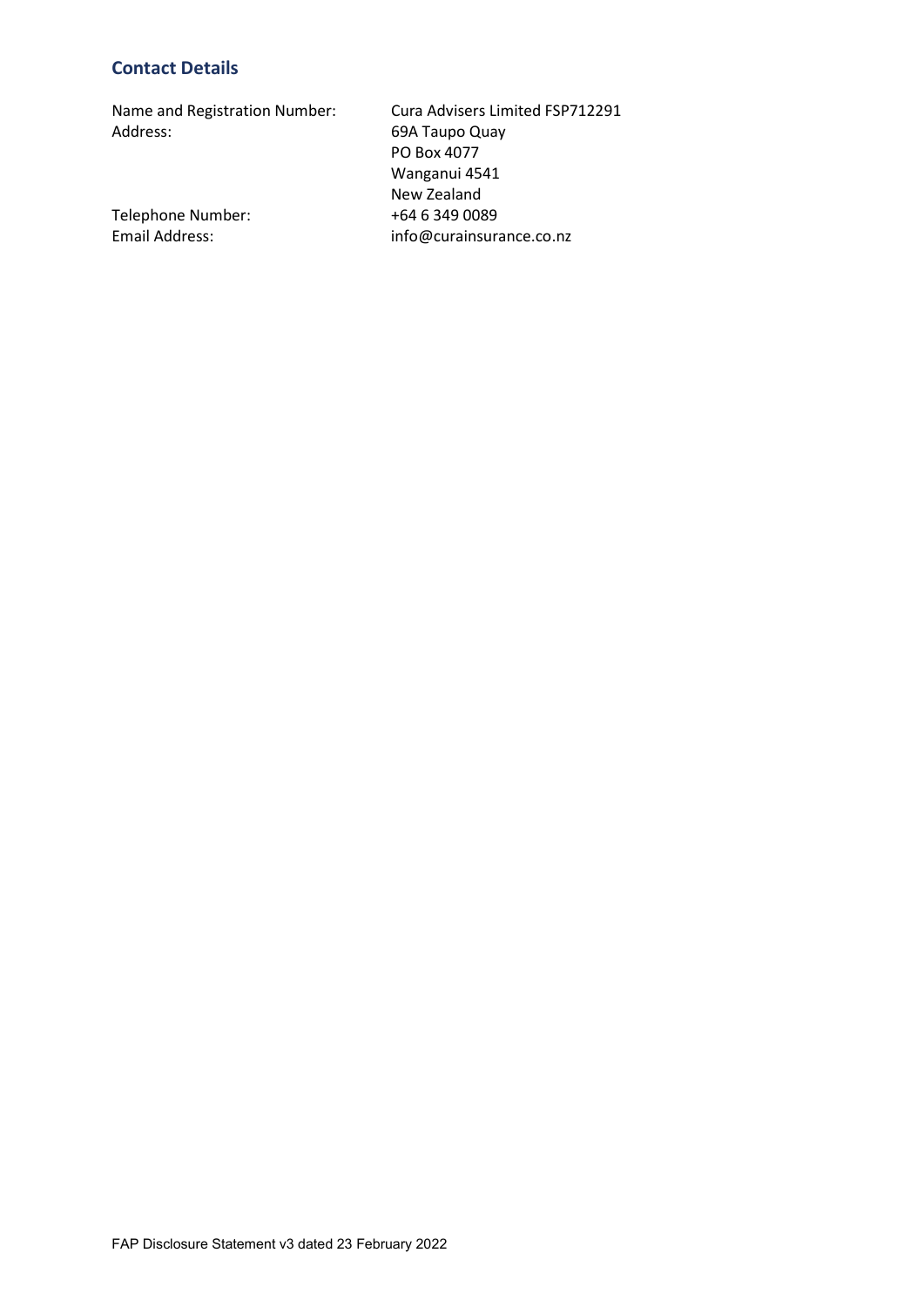## Contact Details

| | |
|---|---|
| Name and Registration Number: | Cura Advisers Limited FSP712291 |
| Address: | 69A Taupo Quay<br>PO Box 4077<br>Wanganui 4541<br>New Zealand |
| Telephone Number: | +64 6 349 0089 |
| Email Address: | info@curainsurance.co.nz |

FAP Disclosure Statement v3 dated 23 February 2022